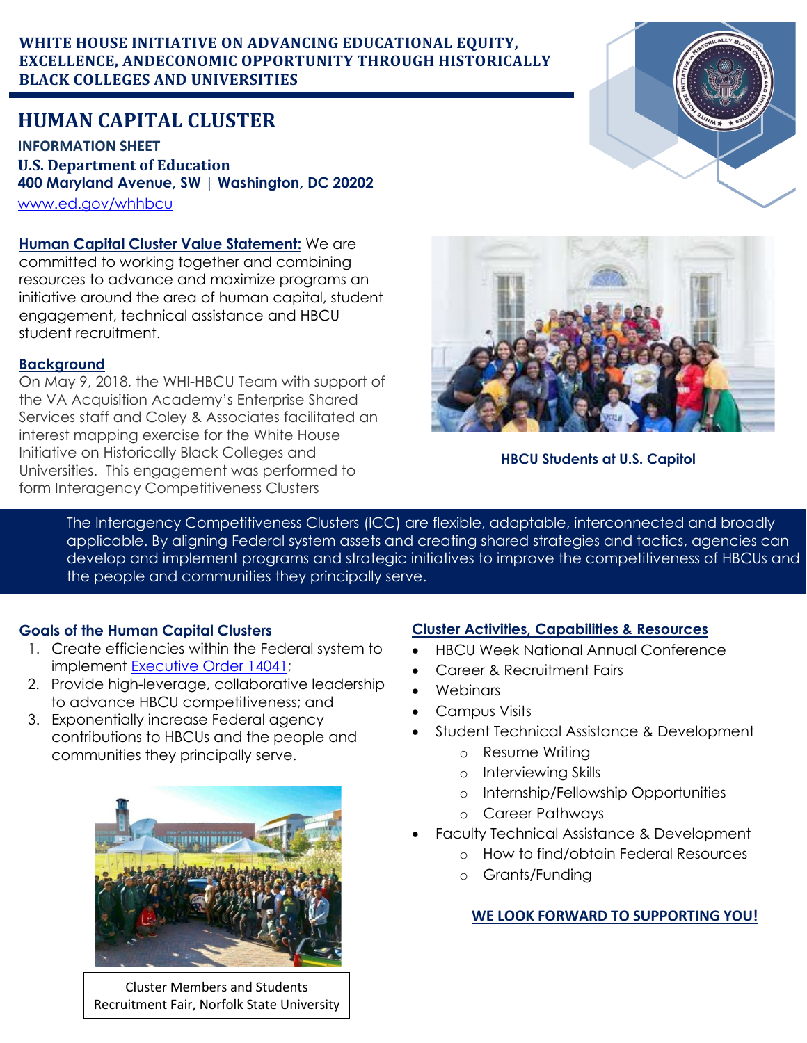**WHITE HOUSE INITIATIVE ON ADVANCING EDUCATIONAL EQUITY, EXCELLENCE, ANDECONOMIC OPPORTUNITY THROUGH HISTORICALLY BLACK COLLEGES AND UNIVERSITIES**

# HUMAN CAPITAL CLUSTER

**INFORMATION SHEET**
**U.S. Department of Education**
**400 Maryland Avenue, SW | Washington, DC 20202**
www.ed.gov/whhbcu

**Human Capital Cluster Value Statement:** We are committed to working together and combining resources to advance and maximize programs an initiative around the area of human capital, student engagement, technical assistance and HBCU student recruitment.

HBCU Students at U.S. Capitol

## Background

On May 9, 2018, the WHI-HBCU Team with support of the VA Acquisition Academy's Enterprise Shared Services staff and Coley & Associates facilitated an interest mapping exercise for the White House Initiative on Historically Black Colleges and Universities. This engagement was performed to form Interagency Competitiveness Clusters

The Interagency Competitiveness Clusters (ICC) are flexible, adaptable, interconnected and broadly applicable. By aligning Federal system assets and creating shared strategies and tactics, agencies can develop and implement programs and strategic initiatives to improve the competitiveness of HBCUs and the people and communities they principally serve.

## Goals of the Human Capital Clusters

1. Create efficiencies within the Federal system to implement Executive Order 14041;
2. Provide high-leverage, collaborative leadership to advance HBCU competitiveness; and
3. Exponentially increase Federal agency contributions to HBCUs and the people and communities they principally serve.

Cluster Members and Students Recruitment Fair, Norfolk State University

## Cluster Activities, Capabilities & Resources

- HBCU Week National Annual Conference
- Career & Recruitment Fairs
- Webinars
- Campus Visits
- Student Technical Assistance & Development
  - Resume Writing
  - Interviewing Skills
  - Internship/Fellowship Opportunities
  - Career Pathways
- Faculty Technical Assistance & Development
  - How to find/obtain Federal Resources
  - Grants/Funding

**WE LOOK FORWARD TO SUPPORTING YOU!**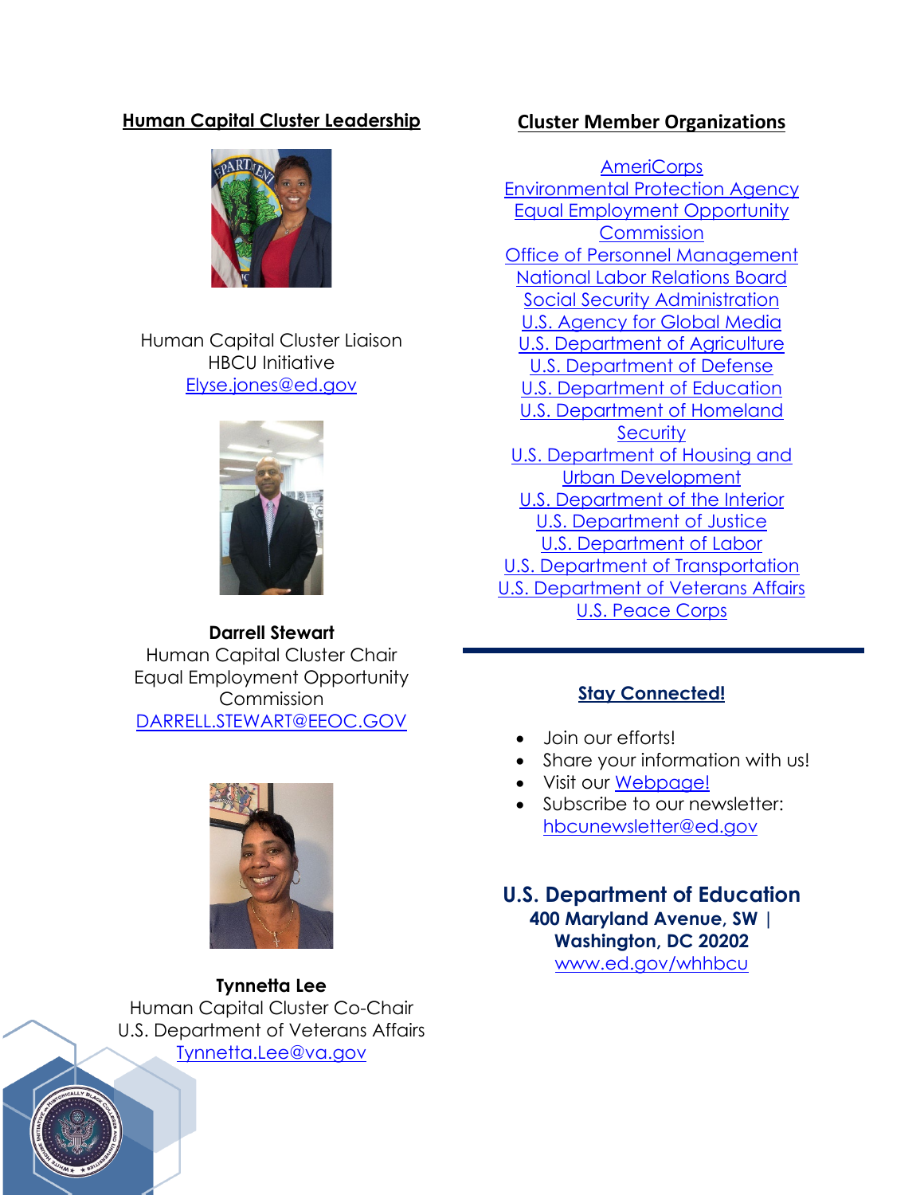## Human Capital Cluster Leadership

Human Capital Cluster Liaison
HBCU Initiative
Elyse.jones@ed.gov

**Darrell Stewart**
Human Capital Cluster Chair
Equal Employment Opportunity Commission
DARRELL.STEWART@EEOC.GOV

**Tynnetta Lee**
Human Capital Cluster Co-Chair
U.S. Department of Veterans Affairs
Tynnetta.Lee@va.gov

## Cluster Member Organizations

AmeriCorps
Environmental Protection Agency
Equal Employment Opportunity Commission
Office of Personnel Management
National Labor Relations Board
Social Security Administration
U.S. Agency for Global Media
U.S. Department of Agriculture
U.S. Department of Defense
U.S. Department of Education
U.S. Department of Homeland Security
U.S. Department of Housing and Urban Development
U.S. Department of the Interior
U.S. Department of Justice
U.S. Department of Labor
U.S. Department of Transportation
U.S. Department of Veterans Affairs
U.S. Peace Corps

## Stay Connected!

- Join our efforts!
- Share your information with us!
- Visit our Webpage!
- Subscribe to our newsletter: hbcunewsletter@ed.gov

**U.S. Department of Education**
**400 Maryland Avenue, SW | Washington, DC 20202**
www.ed.gov/whhbcu